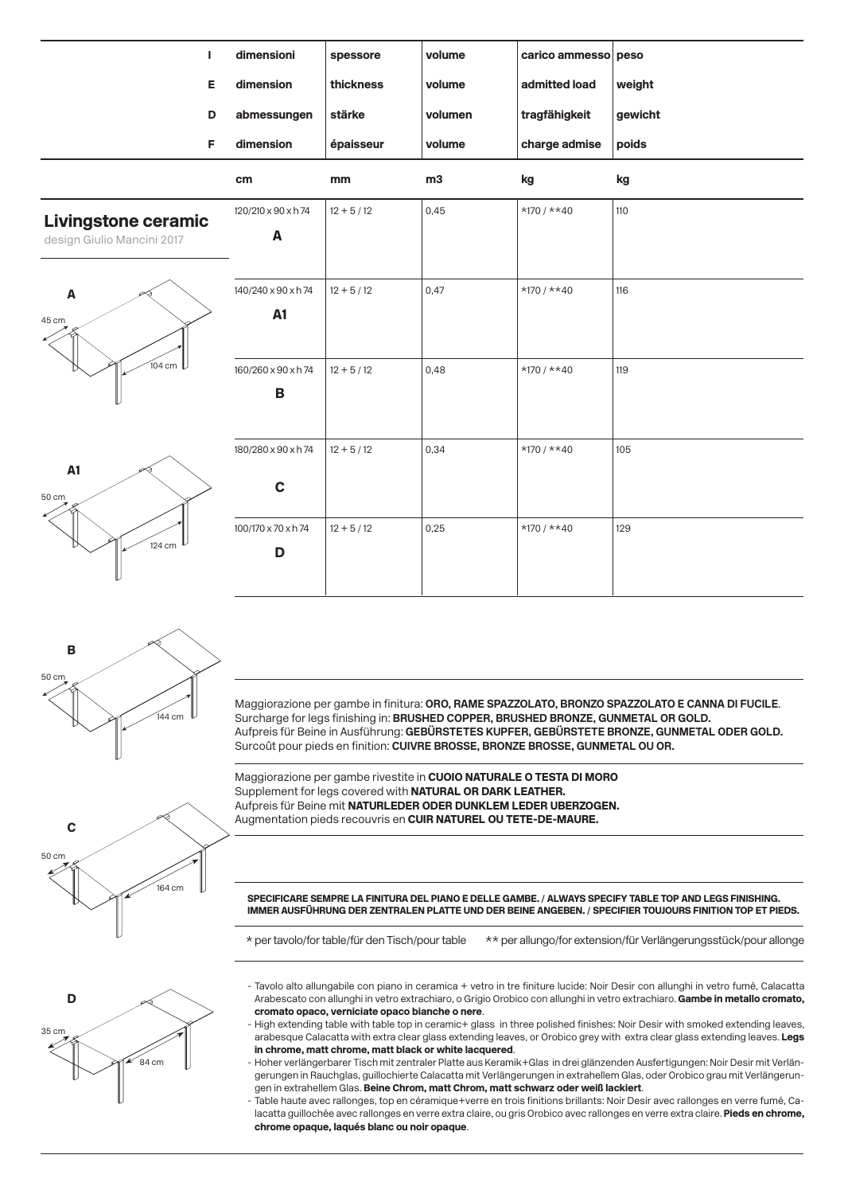| | dimensioni | spessore | volume | carico ammesso | peso |
|---|---|---|---|---|---|
| **I** | | | | | |
| **E** | dimension | thickness | volume | admitted load | weight |
| **D** | abmessungen | stärke | volumen | tragfähigkeit | gewicht |
| **F** | dimension | épaisseur | volume | charge admise | poids |
| | cm | mm | m3 | kg | kg |
| **A** | 120/210 x 90 x h 74 | 12 + 5 / 12 | 0,45 | *170 / **40 | 110 |
| **A1** | 140/240 x 90 x h 74 | 12 + 5 / 12 | 0,47 | *170 / **40 | 116 |
| **B** | 160/260 x 90 x h 74 | 12 + 5 / 12 | 0,48 | *170 / **40 | 119 |
| **C** | 180/280 x 90 x h 74 | 12 + 5 / 12 | 0,34 | *170 / **40 | 105 |
| **D** | 100/170 x 70 x h 74 | 12 + 5 / 12 | 0,25 | *170 / **40 | 129 |

## Livingstone ceramic

design Giulio Mancini 2017

**A** — 45 cm, 104 cm

**A1** — 50 cm, 124 cm

**B** — 50 cm, 144 cm

**C** — 50 cm, 164 cm

**D** — 35 cm, 84 cm

Maggiorazione per gambe in finitura: **ORO, RAME SPAZZOLATO, BRONZO SPAZZOLATO E CANNA DI FUCILE**.
Surcharge for legs finishing in: **BRUSHED COPPER, BRUSHED BRONZE, GUNMETAL OR GOLD.**
Aufpreis für Beine in Ausführung: **GEBÜRSTETES KUPFER, GEBÜRSTETE BRONZE, GUNMETAL ODER GOLD.**
Surcoût pour pieds en finition: **CUIVRE BROSSE, BRONZE BROSSE, GUNMETAL OU OR.**

Maggiorazione per gambe rivestite in **CUOIO NATURALE O TESTA DI MORO**
Supplement for legs covered with **NATURAL OR DARK LEATHER.**
Aufpreis für Beine mit **NATURLEDER ODER DUNKLEM LEDER UBERZOGEN.**
Augmentation pieds recouvris en **CUIR NATUREL OU TETE-DE-MAURE.**

**SPECIFICARE SEMPRE LA FINITURA DEL PIANO E DELLE GAMBE. / ALWAYS SPECIFY TABLE TOP AND LEGS FINISHING. IMMER AUSFÜHRUNG DER ZENTRALEN PLATTE UND DER BEINE ANGEBEN. / SPECIFIER TOUJOURS FINITION TOP ET PIEDS.**

\* per tavolo/for table/für den Tisch/pour table ** per allungo/for extension/für Verlängerungsstück/pour allonge

- Tavolo alto allungabile con piano in ceramica + vetro in tre finiture lucide: Noir Desir con allunghi in vetro fumè, Calacatta Arabescato con allunghi in vetro extrachiaro, o Grigio Orobico con allunghi in vetro extrachiaro. **Gambe in metallo cromato, cromato opaco, verniciate opaco bianche o nere**.
- High extending table with table top in ceramic+ glass in three polished finishes: Noir Desir with smoked extending leaves, arabesque Calacatta with extra clear glass extending leaves, or Orobico grey with extra clear glass extending leaves. **Legs in chrome, matt chrome, matt black or white lacquered**.
- Hoher verlängerbarer Tisch mit zentraler Platte aus Keramik+Glas in drei glänzenden Ausfertigungen: Noir Desir mit Verlängerungen in Rauchglas, guillochierte Calacatta mit Verlängerungen in extrahellem Glas, oder Orobico grau mit Verlängerungen in extrahellem Glas. **Beine Chrom, matt Chrom, matt schwarz oder weiß lackiert**.
- Table haute avec rallonges, top en céramique+verre en trois finitions brillants: Noir Desir avec rallonges en verre fumé, Calacatta guillochée avec rallonges en verre extra claire, ou gris Orobico avec rallonges en verre extra claire. **Pieds en chrome, chrome opaque, laqués blanc ou noir opaque**.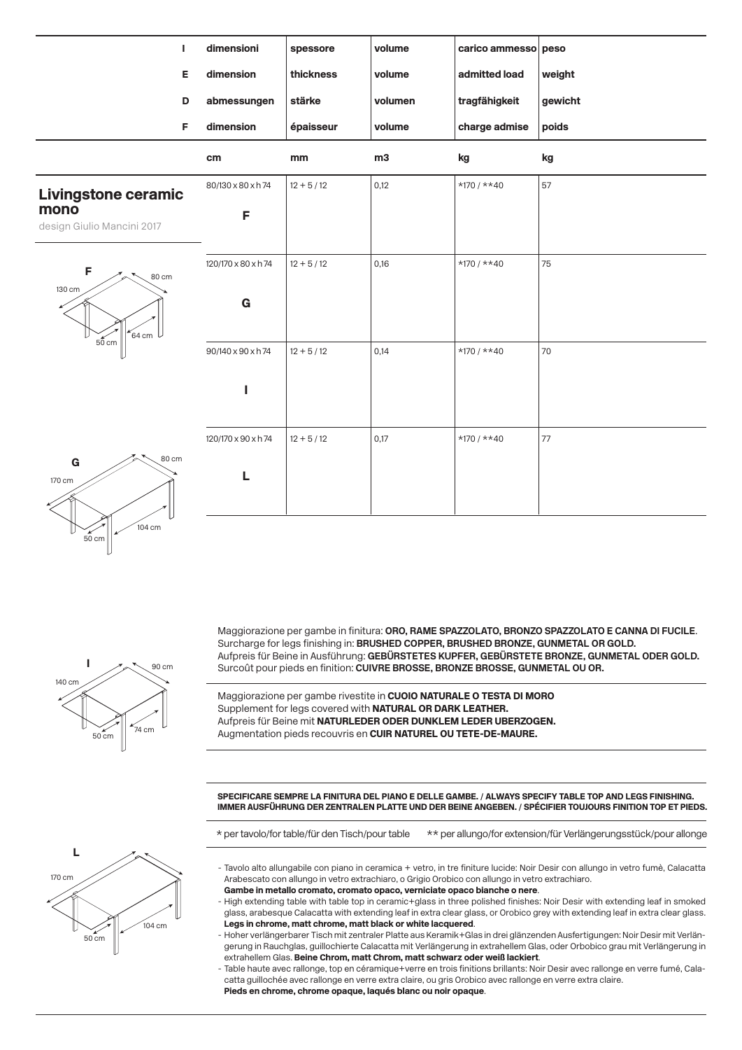| | dimensioni | spessore | volume | carico ammesso | peso |
|---|---|---|---|---|---|
| I | dimensioni | spessore | volume | carico ammesso | peso |
| E | dimension | thickness | volume | admitted load | weight |
| D | abmessungen | stärke | volumen | tragfähigkeit | gewicht |
| F | dimension | épaisseur | volume | charge admise | poids |
| | cm | mm | m3 | kg | kg |
| F | 80/130 x 80 x h 74 | 12 + 5 / 12 | 0,12 | *170 / **40 | 57 |
| G | 120/170 x 80 x h 74 | 12 + 5 / 12 | 0,16 | *170 / **40 | 75 |
| I | 90/140 x 90 x h 74 | 12 + 5 / 12 | 0,14 | *170 / **40 | 70 |
| L | 120/170 x 90 x h 74 | 12 + 5 / 12 | 0,17 | *170 / **40 | 77 |

## Livingstone ceramic mono

design Giulio Mancini 2017

F
130 cm
80 cm
50 cm
64 cm

G
170 cm
80 cm
50 cm
104 cm

I
140 cm
90 cm
50 cm
74 cm

L
170 cm
50 cm
104 cm

Maggiorazione per gambe in finitura: **ORO, RAME SPAZZOLATO, BRONZO SPAZZOLATO E CANNA DI FUCILE**.
Surcharge for legs finishing in: **BRUSHED COPPER, BRUSHED BRONZE, GUNMETAL OR GOLD.**
Aufpreis für Beine in Ausführung: **GEBÜRSTETES KUPFER, GEBÜRSTETE BRONZE, GUNMETAL ODER GOLD.**
Surcoût pour pieds en finition: **CUIVRE BROSSE, BRONZE BROSSE, GUNMETAL OU OR.**

Maggiorazione per gambe rivestite in **CUOIO NATURALE O TESTA DI MORO**
Supplement for legs covered with **NATURAL OR DARK LEATHER.**
Aufpreis für Beine mit **NATURLEDER ODER DUNKLEM LEDER UBERZOGEN.**
Augmentation pieds recouvris en **CUIR NATUREL OU TETE-DE-MAURE.**

**SPECIFICARE SEMPRE LA FINITURA DEL PIANO E DELLE GAMBE. / ALWAYS SPECIFY TABLE TOP AND LEGS FINISHING. IMMER AUSFÜHRUNG DER ZENTRALEN PLATTE UND DER BEINE ANGEBEN. / SPÉCIFIER TOUJOURS FINITION TOP ET PIEDS.**

* per tavolo/for table/für den Tisch/pour table ** per allungo/for extension/für Verlängerungsstück/pour allonge

- Tavolo alto allungabile con piano in ceramica + vetro, in tre finiture lucide: Noir Desir con allungo in vetro fumè, Calacatta Arabescato con allungo in vetro extrachiaro, o Grigio Orobico con allungo in vetro extrachiaro. **Gambe in metallo cromato, cromato opaco, verniciate opaco bianche o nere**.
- High extending table with table top in ceramic+glass in three polished finishes: Noir Desir with extending leaf in smoked glass, arabesque Calacatta with extending leaf in extra clear glass, or Orobico grey with extending leaf in extra clear glass. **Legs in chrome, matt chrome, matt black or white lacquered**.
- Hoher verlängerbarer Tisch mit zentraler Platte aus Keramik+Glas in drei glänzenden Ausfertigungen: Noir Desir mit Verlängerung in Rauchglas, guillochierte Calacatta mit Verlängerung in extrahellem Glas, oder Orbobico grau mit Verlängerung in extrahellem Glas. **Beine Chrom, matt Chrom, matt schwarz oder weiß lackiert**.
- Table haute avec rallonge, top en céramique+verre en trois finitions brillants: Noir Desir avec rallonge en verre fumé, Calacatta guillochée avec rallonge en verre extra claire, ou gris Orobico avec rallonge en verre extra claire. **Pieds en chrome, chrome opaque, laqués blanc ou noir opaque**.